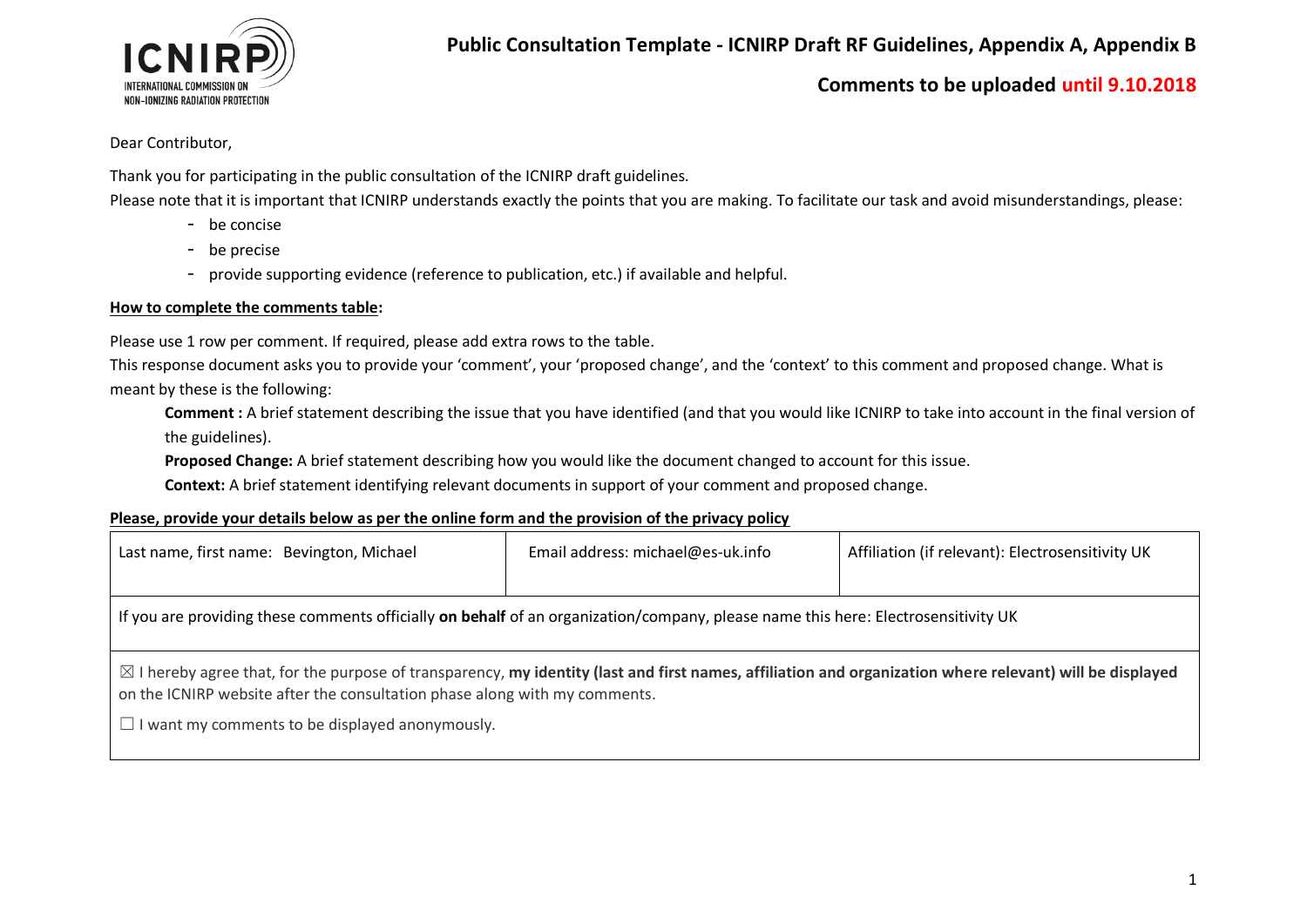ICNIRP
INTERNATIONAL COMMISSION ON NON-IONIZING RADIATION PROTECTION

# Public Consultation Template - ICNIRP Draft RF Guidelines, Appendix A, Appendix B

## Comments to be uploaded until 9.10.2018

Dear Contributor,

Thank you for participating in the public consultation of the ICNIRP draft guidelines.

Please note that it is important that ICNIRP understands exactly the points that you are making. To facilitate our task and avoid misunderstandings, please:

- be concise
- be precise
- provide supporting evidence (reference to publication, etc.) if available and helpful.

**How to complete the comments table:**

Please use 1 row per comment. If required, please add extra rows to the table.

This response document asks you to provide your 'comment', your 'proposed change', and the 'context' to this comment and proposed change. What is meant by these is the following:

**Comment :** A brief statement describing the issue that you have identified (and that you would like ICNIRP to take into account in the final version of the guidelines).

**Proposed Change:** A brief statement describing how you would like the document changed to account for this issue.

**Context:** A brief statement identifying relevant documents in support of your comment and proposed change.

**Please, provide your details below as per the online form and the provision of the privacy policy**

| Last name, first name: Bevington, Michael | Email address: michael@es-uk.info | Affiliation (if relevant): Electrosensitivity UK |
|---|---|---|
| If you are providing these comments officially **on behalf** of an organization/company, please name this here: Electrosensitivity UK | | |
| ☒ I hereby agree that, for the purpose of transparency, **my identity (last and first names, affiliation and organization where relevant) will be displayed** on the ICNIRP website after the consultation phase along with my comments.<br>☐ I want my comments to be displayed anonymously. | | |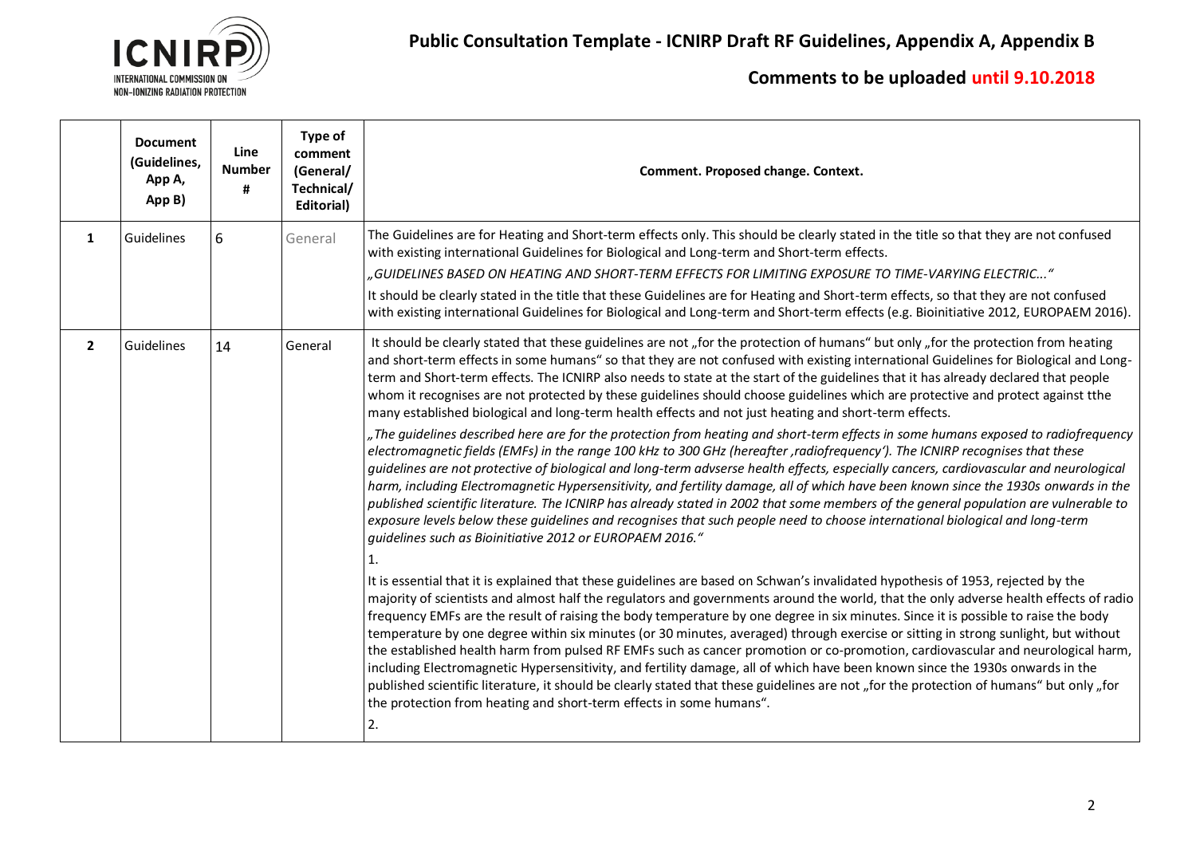**Public Consultation Template - ICNIRP Draft RF Guidelines, Appendix A, Appendix B**

**Comments to be uploaded until 9.10.2018**

| | Document (Guidelines, App A, App B) | Line Number # | Type of comment (General/ Technical/ Editorial) | Comment. Proposed change. Context. |
|---|---|---|---|---|
| 1 | Guidelines | 6 | General | The Guidelines are for Heating and Short-term effects only. This should be clearly stated in the title so that they are not confused with existing international Guidelines for Biological and Long-term and Short-term effects.<br>*„GUIDELINES BASED ON HEATING AND SHORT-TERM EFFECTS FOR LIMITING EXPOSURE TO TIME-VARYING ELECTRIC..."*<br>It should be clearly stated in the title that these Guidelines are for Heating and Short-term effects, so that they are not confused with existing international Guidelines for Biological and Long-term and Short-term effects (e.g. Bioinitiative 2012, EUROPAEM 2016). |
| 2 | Guidelines | 14 | General | It should be clearly stated that these guidelines are not „for the protection of humans" but only „for the protection from heating and short-term effects in some humans" so that they are not confused with existing international Guidelines for Biological and Long-term and Short-term effects. The ICNIRP also needs to state at the start of the guidelines that it has already declared that people whom it recognises are not protected by these guidelines should choose guidelines which are protective and protect against tthe many established biological and long-term health effects and not just heating and short-term effects.<br>*„The guidelines described here are for the protection from heating and short-term effects in some humans exposed to radiofrequency electromagnetic fields (EMFs) in the range 100 kHz to 300 GHz (hereafter ‚radiofrequency'). The ICNIRP recognises that these guidelines are not protective of biological and long-term advserse health effects, especially cancers, cardiovascular and neurological harm, including Electromagnetic Hypersensitivity, and fertility damage, all of which have been known since the 1930s onwards in the published scientific literature. The ICNIRP has already stated in 2002 that some members of the general population are vulnerable to exposure levels below these guidelines and recognises that such people need to choose international biological and long-term guidelines such as Bioinitiative 2012 or EUROPAEM 2016."*<br>1.<br>It is essential that it is explained that these guidelines are based on Schwan's invalidated hypothesis of 1953, rejected by the majority of scientists and almost half the regulators and governments around the world, that the only adverse health effects of radio frequency EMFs are the result of raising the body temperature by one degree in six minutes. Since it is possible to raise the body temperature by one degree within six minutes (or 30 minutes, averaged) through exercise or sitting in strong sunlight, but without the established health harm from pulsed RF EMFs such as cancer promotion or co-promotion, cardiovascular and neurological harm, including Electromagnetic Hypersensitivity, and fertility damage, all of which have been known since the 1930s onwards in the published scientific literature, it should be clearly stated that these guidelines are not „for the protection of humans" but only „for the protection from heating and short-term effects in some humans".<br>2. |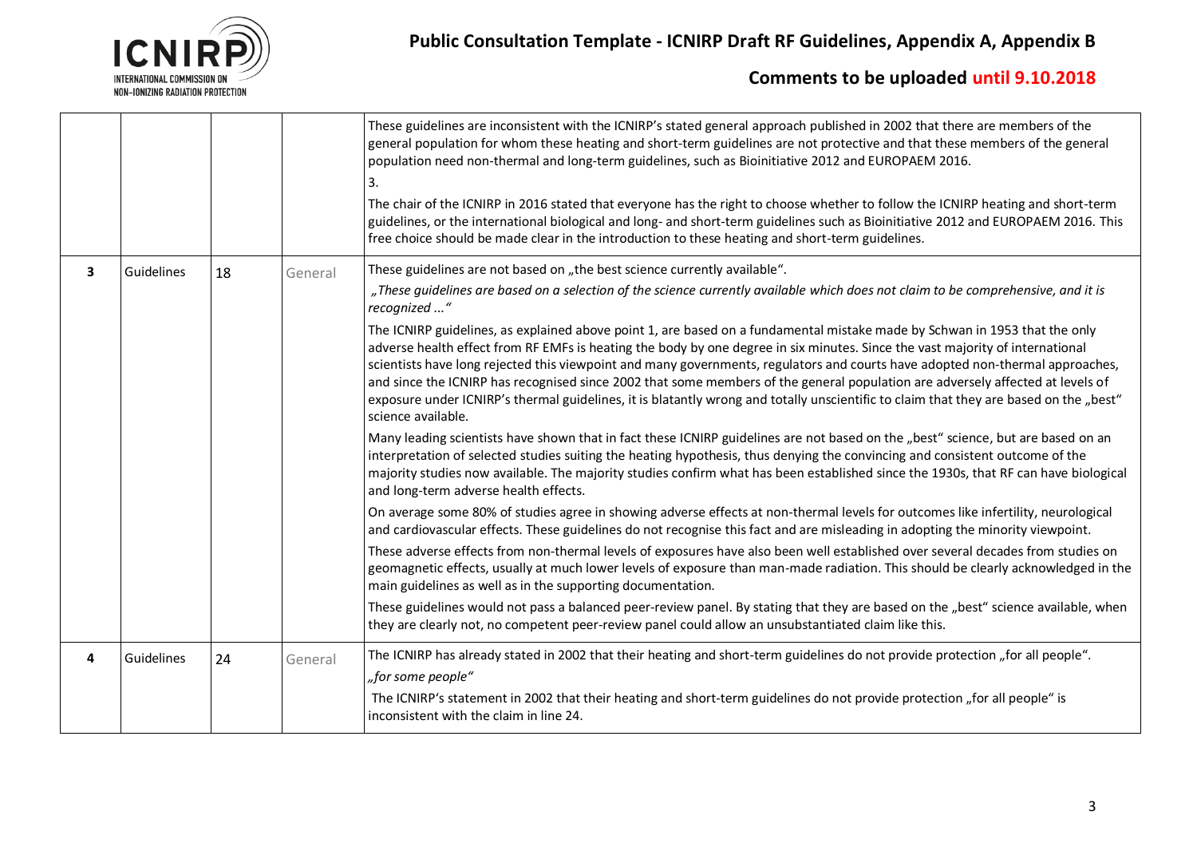| | | | | |
|---|---|---|---|---|
| | | | | These guidelines are inconsistent with the ICNIRP's stated general approach published in 2002 that there are members of the general population for whom these heating and short-term guidelines are not protective and that these members of the general population need non-thermal and long-term guidelines, such as Bioinitiative 2012 and EUROPAEM 2016.<br>3.<br>The chair of the ICNIRP in 2016 stated that everyone has the right to choose whether to follow the ICNIRP heating and short-term guidelines, or the international biological and long- and short-term guidelines such as Bioinitiative 2012 and EUROPAEM 2016. This free choice should be made clear in the introduction to these heating and short-term guidelines. |
| **3** | Guidelines | 18 | General | These guidelines are not based on „the best science currently available".<br>*„These guidelines are based on a selection of the science currently available which does not claim to be comprehensive, and it is recognized ..."*<br>The ICNIRP guidelines, as explained above point 1, are based on a fundamental mistake made by Schwan in 1953 that the only adverse health effect from RF EMFs is heating the body by one degree in six minutes. Since the vast majority of international scientists have long rejected this viewpoint and many governments, regulators and courts have adopted non-thermal approaches, and since the ICNIRP has recognised since 2002 that some members of the general population are adversely affected at levels of exposure under ICNIRP's thermal guidelines, it is blatantly wrong and totally unscientific to claim that they are based on the „best" science available.<br>Many leading scientists have shown that in fact these ICNIRP guidelines are not based on the „best" science, but are based on an interpretation of selected studies suiting the heating hypothesis, thus denying the convincing and consistent outcome of the majority studies now available. The majority studies confirm what has been established since the 1930s, that RF can have biological and long-term adverse health effects.<br>On average some 80% of studies agree in showing adverse effects at non-thermal levels for outcomes like infertility, neurological and cardiovascular effects. These guidelines do not recognise this fact and are misleading in adopting the minority viewpoint.<br>These adverse effects from non-thermal levels of exposures have also been well established over several decades from studies on geomagnetic effects, usually at much lower levels of exposure than man-made radiation. This should be clearly acknowledged in the main guidelines as well as in the supporting documentation.<br>These guidelines would not pass a balanced peer-review panel. By stating that they are based on the „best" science available, when they are clearly not, no competent peer-review panel could allow an unsubstantiated claim like this. |
| **4** | Guidelines | 24 | General | The ICNIRP has already stated in 2002 that their heating and short-term guidelines do not provide protection „for all people".<br>*„for some people"*<br>The ICNIRP's statement in 2002 that their heating and short-term guidelines do not provide protection „for all people" is inconsistent with the claim in line 24. |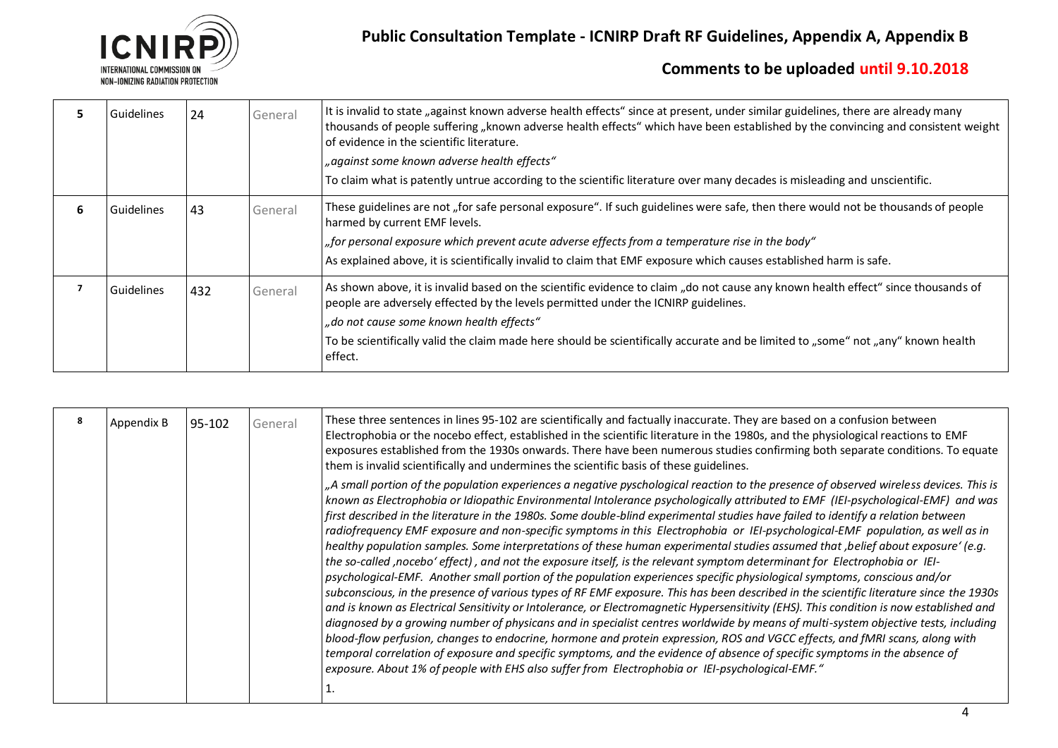| | | | | |
|---|---|---|---|---|
| **5** | Guidelines | 24 | General | It is invalid to state „against known adverse health effects" since at present, under similar guidelines, there are already many thousands of people suffering „known adverse health effects" which have been established by the convincing and consistent weight of evidence in the scientific literature.<br><br>*„against some known adverse health effects"*<br><br>To claim what is patently untrue according to the scientific literature over many decades is misleading and unscientific. |
| **6** | Guidelines | 43 | General | These guidelines are not „for safe personal exposure". If such guidelines were safe, then there would not be thousands of people harmed by current EMF levels.<br><br>*„for personal exposure which prevent acute adverse effects from a temperature rise in the body"*<br><br>As explained above, it is scientifically invalid to claim that EMF exposure which causes established harm is safe. |
| **7** | Guidelines | 432 | General | As shown above, it is invalid based on the scientific evidence to claim „do not cause any known health effect" since thousands of people are adversely effected by the levels permitted under the ICNIRP guidelines.<br><br>*„do not cause some known health effects"*<br><br>To be scientifically valid the claim made here should be scientifically accurate and be limited to „some" not „any" known health effect. |

| | | | | |
|---|---|---|---|---|
| **8** | Appendix B | 95-102 | General | These three sentences in lines 95-102 are scientifically and factually inaccurate. They are based on a confusion between Electrophobia or the nocebo effect, established in the scientific literature in the 1980s, and the physiological reactions to EMF exposures established from the 1930s onwards. There have been numerous studies confirming both separate conditions. To equate them is invalid scientifically and undermines the scientific basis of these guidelines.<br><br>*„A small portion of the population experiences a negative pyschological reaction to the presence of observed wireless devices. This is known as Electrophobia or Idiopathic Environmental Intolerance psychologically attributed to EMF (IEI-psychological-EMF) and was first described in the literature in the 1980s. Some double-blind experimental studies have failed to identify a relation between radiofrequency EMF exposure and non-specific symptoms in this Electrophobia or IEI-psychological-EMF population, as well as in healthy population samples. Some interpretations of these human experimental studies assumed that ‚belief about exposure' (e.g. the so-called ‚nocebo' effect) , and not the exposure itself, is the relevant symptom determinant for Electrophobia or IEI-psychological-EMF. Another small portion of the population experiences specific physiological symptoms, conscious and/or subconscious, in the presence of various types of RF EMF exposure. This has been described in the scientific literature since the 1930s and is known as Electrical Sensitivity or Intolerance, or Electromagnetic Hypersensitivity (EHS). This condition is now established and diagnosed by a growing number of physicans and in specialist centres worldwide by means of multi-system objective tests, including blood-flow perfusion, changes to endocrine, hormone and protein expression, ROS and VGCC effects, and fMRI scans, along with temporal correlation of exposure and specific symptoms, and the evidence of absence of specific symptoms in the absence of exposure. About 1% of people with EHS also suffer from Electrophobia or IEI-psychological-EMF."*<br><br>1. |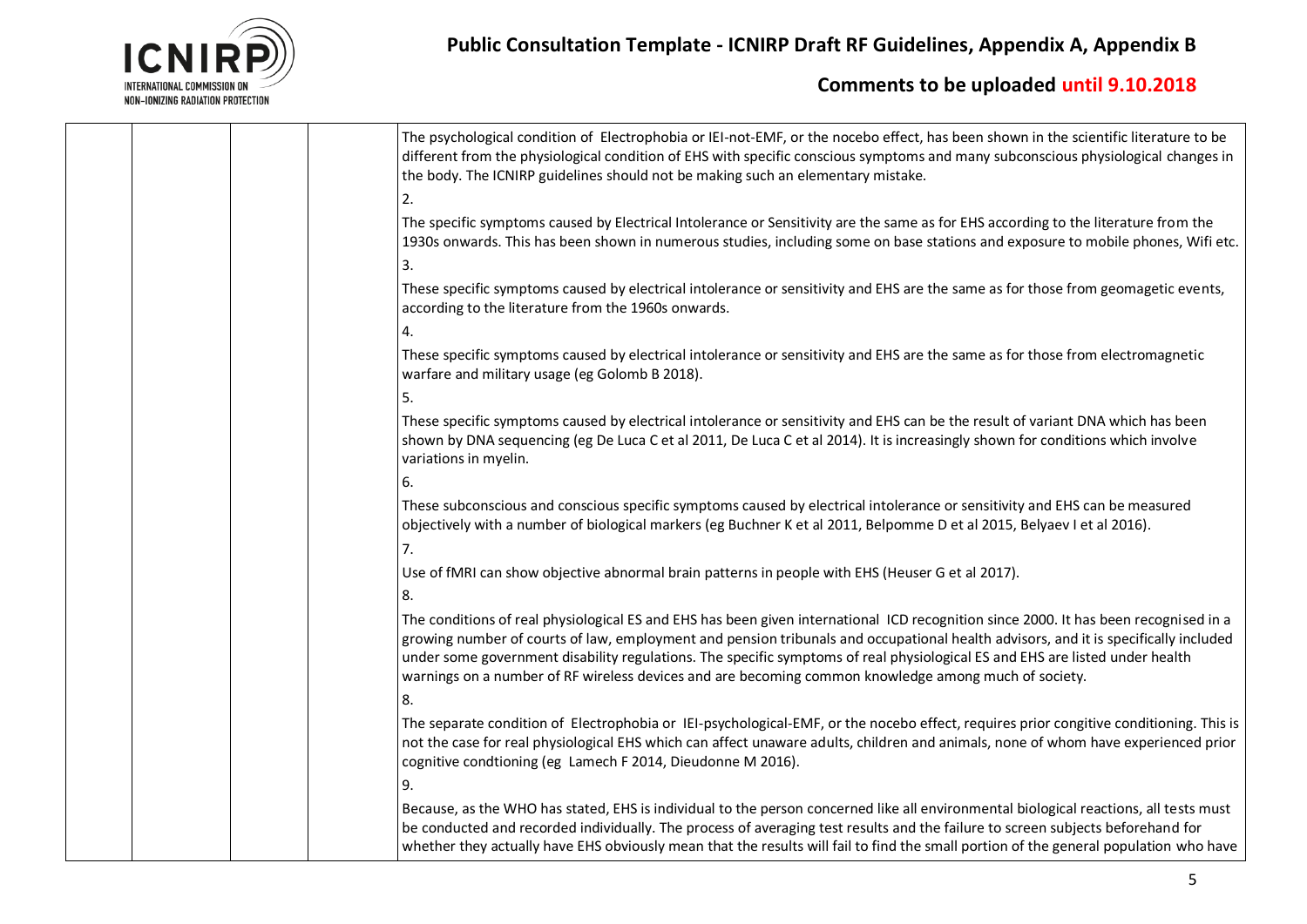| | | | | The psychological condition of Electrophobia or IEI-not-EMF, or the nocebo effect, has been shown in the scientific literature to be different from the physiological condition of EHS with specific conscious symptoms and many subconscious physiological changes in the body. The ICNIRP guidelines should not be making such an elementary mistake.<br><br>2.<br><br>The specific symptoms caused by Electrical Intolerance or Sensitivity are the same as for EHS according to the literature from the 1930s onwards. This has been shown in numerous studies, including some on base stations and exposure to mobile phones, Wifi etc.<br><br>3.<br><br>These specific symptoms caused by electrical intolerance or sensitivity and EHS are the same as for those from geomagetic events, according to the literature from the 1960s onwards.<br><br>4.<br><br>These specific symptoms caused by electrical intolerance or sensitivity and EHS are the same as for those from electromagnetic warfare and military usage (eg Golomb B 2018).<br><br>5.<br><br>These specific symptoms caused by electrical intolerance or sensitivity and EHS can be the result of variant DNA which has been shown by DNA sequencing (eg De Luca C et al 2011, De Luca C et al 2014). It is increasingly shown for conditions which involve variations in myelin.<br><br>6.<br><br>These subconscious and conscious specific symptoms caused by electrical intolerance or sensitivity and EHS can be measured objectively with a number of biological markers (eg Buchner K et al 2011, Belpomme D et al 2015, Belyaev I et al 2016).<br><br>7.<br><br>Use of fMRI can show objective abnormal brain patterns in people with EHS (Heuser G et al 2017).<br><br>8.<br><br>The conditions of real physiological ES and EHS has been given international ICD recognition since 2000. It has been recognised in a growing number of courts of law, employment and pension tribunals and occupational health advisors, and it is specifically included under some government disability regulations. The specific symptoms of real physiological ES and EHS are listed under health warnings on a number of RF wireless devices and are becoming common knowledge among much of society.<br><br>8.<br><br>The separate condition of Electrophobia or IEI-psychological-EMF, or the nocebo effect, requires prior cogitive conditioning. This is not the case for real physiological EHS which can affect unaware adults, children and animals, none of whom have experienced prior cognitive condtioning (eg Lamech F 2014, Dieudonne M 2016).<br><br>9.<br><br>Because, as the WHO has stated, EHS is individual to the person concerned like all environmental biological reactions, all tests must be conducted and recorded individually. The process of averaging test results and the failure to screen subjects beforehand for whether they actually have EHS obviously mean that the results will fail to find the small portion of the general population who have |
|---|---|---|---|---|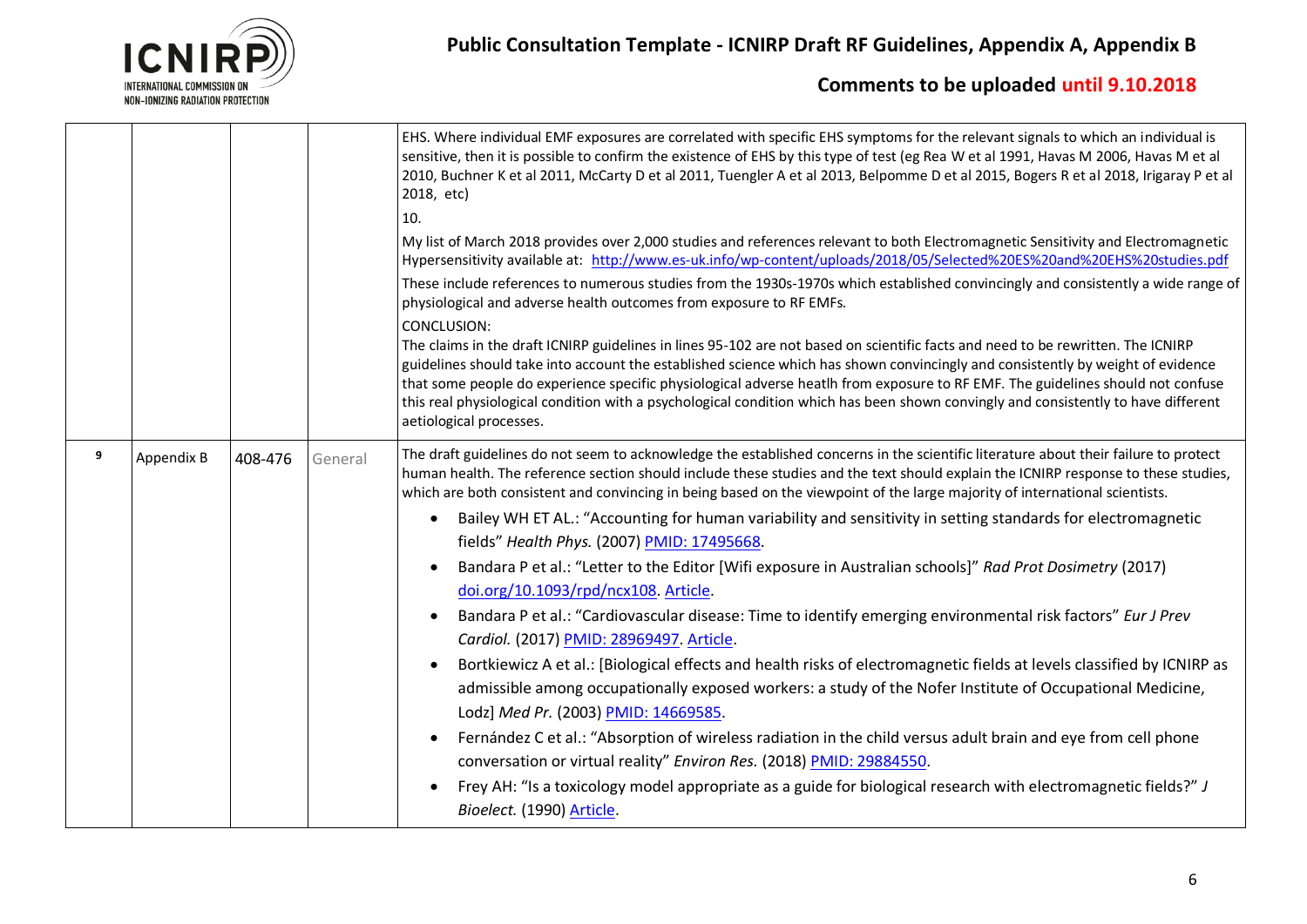| | | | | |
|---|---|---|---|---|
| | | | | EHS. Where individual EMF exposures are correlated with specific EHS symptoms for the relevant signals to which an individual is sensitive, then it is possible to confirm the existence of EHS by this type of test (eg Rea W et al 1991, Havas M 2006, Havas M et al 2010, Buchner K et al 2011, McCarty D et al 2011, Tuengler A et al 2013, Belpomme D et al 2015, Bogers R et al 2018, Irigaray P et al 2018, etc)<br><br>10.<br><br>My list of March 2018 provides over 2,000 studies and references relevant to both Electromagnetic Sensitivity and Electromagnetic Hypersensitivity available at: http://www.es-uk.info/wp-content/uploads/2018/05/Selected%20ES%20and%20EHS%20studies.pdf<br><br>These include references to numerous studies from the 1930s-1970s which established convincingly and consistently a wide range of physiological and adverse health outcomes from exposure to RF EMFs.<br><br>CONCLUSION:<br>The claims in the draft ICNIRP guidelines in lines 95-102 are not based on scientific facts and need to be rewritten. The ICNIRP guidelines should take into account the established science which has shown convincingly and consistently by weight of evidence that some people do experience specific physiological adverse heatlh from exposure to RF EMF. The guidelines should not confuse this real physiological condition with a psychological condition which has been shown convingly and consistently to have different aetiological processes. |
| 9 | Appendix B | 408-476 | General | The draft guidelines do not seem to acknowledge the established concerns in the scientific literature about their failure to protect human health. The reference section should include these studies and the text should explain the ICNIRP response to these studies, which are both consistent and convincing in being based on the viewpoint of the large majority of international scientists.<br><br>• Bailey WH ET AL.: "Accounting for human variability and sensitivity in setting standards for electromagnetic fields" *Health Phys.* (2007) PMID: 17495668.<br>• Bandara P et al.: "Letter to the Editor [Wifi exposure in Australian schools]" *Rad Prot Dosimetry* (2017) doi.org/10.1093/rpd/ncx108. Article.<br>• Bandara P et al.: "Cardiovascular disease: Time to identify emerging environmental risk factors" *Eur J Prev Cardiol.* (2017) PMID: 28969497. Article.<br>• Bortkiewicz A et al.: [Biological effects and health risks of electromagnetic fields at levels classified by ICNIRP as admissible among occupationally exposed workers: a study of the Nofer Institute of Occupational Medicine, Lodz] *Med Pr.* (2003) PMID: 14669585.<br>• Fernández C et al.: "Absorption of wireless radiation in the child versus adult brain and eye from cell phone conversation or virtual reality" *Environ Res.* (2018) PMID: 29884550.<br>• Frey AH: "Is a toxicology model appropriate as a guide for biological research with electromagnetic fields?" *J Bioelect.* (1990) Article. |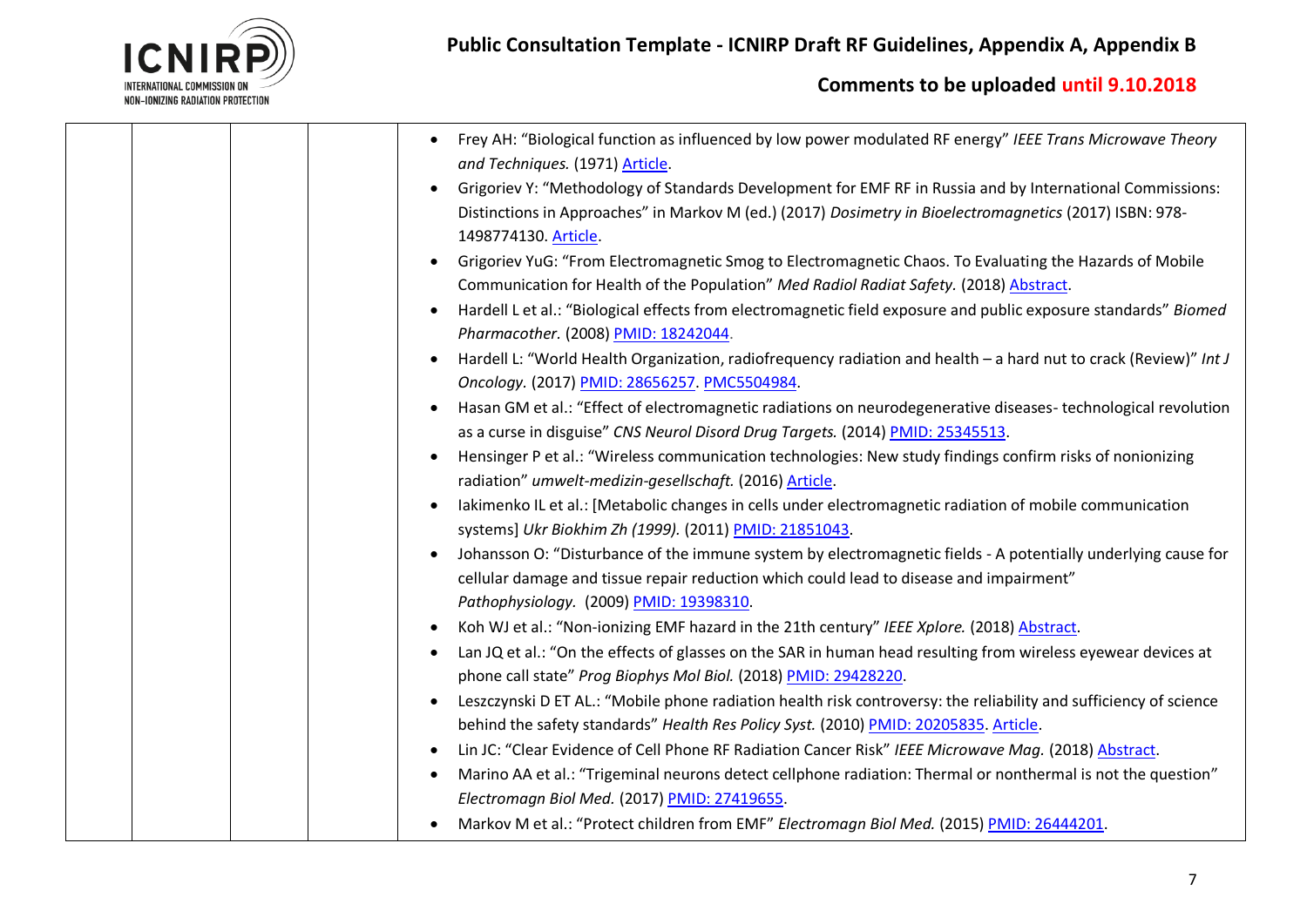| | | | | |
|---|---|---|---|---|
| | | | | • Frey AH: "Biological function as influenced by low power modulated RF energy" *IEEE Trans Microwave Theory and Techniques.* (1971) Article.<br>• Grigoriev Y: "Methodology of Standards Development for EMF RF in Russia and by International Commissions: Distinctions in Approaches" in Markov M (ed.) (2017) *Dosimetry in Bioelectromagnetics* (2017) ISBN: 978-1498774130. Article.<br>• Grigoriev YuG: "From Electromagnetic Smog to Electromagnetic Chaos. To Evaluating the Hazards of Mobile Communication for Health of the Population" *Med Radiol Radiat Safety.* (2018) Abstract.<br>• Hardell L et al.: "Biological effects from electromagnetic field exposure and public exposure standards" *Biomed Pharmacother.* (2008) PMID: 18242044.<br>• Hardell L: "World Health Organization, radiofrequency radiation and health – a hard nut to crack (Review)" *Int J Oncology.* (2017) PMID: 28656257. PMC5504984.<br>• Hasan GM et al.: "Effect of electromagnetic radiations on neurodegenerative diseases- technological revolution as a curse in disguise" *CNS Neurol Disord Drug Targets.* (2014) PMID: 25345513.<br>• Hensinger P et al.: "Wireless communication technologies: New study findings confirm risks of nonionizing radiation" *umwelt-medizin-gesellschaft.* (2016) Article.<br>• Iakimenko IL et al.: [Metabolic changes in cells under electromagnetic radiation of mobile communication systems] *Ukr Biokhim Zh (1999).* (2011) PMID: 21851043.<br>• Johansson O: "Disturbance of the immune system by electromagnetic fields - A potentially underlying cause for cellular damage and tissue repair reduction which could lead to disease and impairment" *Pathophysiology.* (2009) PMID: 19398310.<br>• Koh WJ et al.: "Non-ionizing EMF hazard in the 21th century" *IEEE Xplore.* (2018) Abstract.<br>• Lan JQ et al.: "On the effects of glasses on the SAR in human head resulting from wireless eyewear devices at phone call state" *Prog Biophys Mol Biol.* (2018) PMID: 29428220.<br>• Leszczynski D ET AL.: "Mobile phone radiation health risk controversy: the reliability and sufficiency of science behind the safety standards" *Health Res Policy Syst.* (2010) PMID: 20205835. Article.<br>• Lin JC: "Clear Evidence of Cell Phone RF Radiation Cancer Risk" *IEEE Microwave Mag.* (2018) Abstract.<br>• Marino AA et al.: "Trigeminal neurons detect cellphone radiation: Thermal or nonthermal is not the question" *Electromagn Biol Med.* (2017) PMID: 27419655.<br>• Markov M et al.: "Protect children from EMF" *Electromagn Biol Med.* (2015) PMID: 26444201. |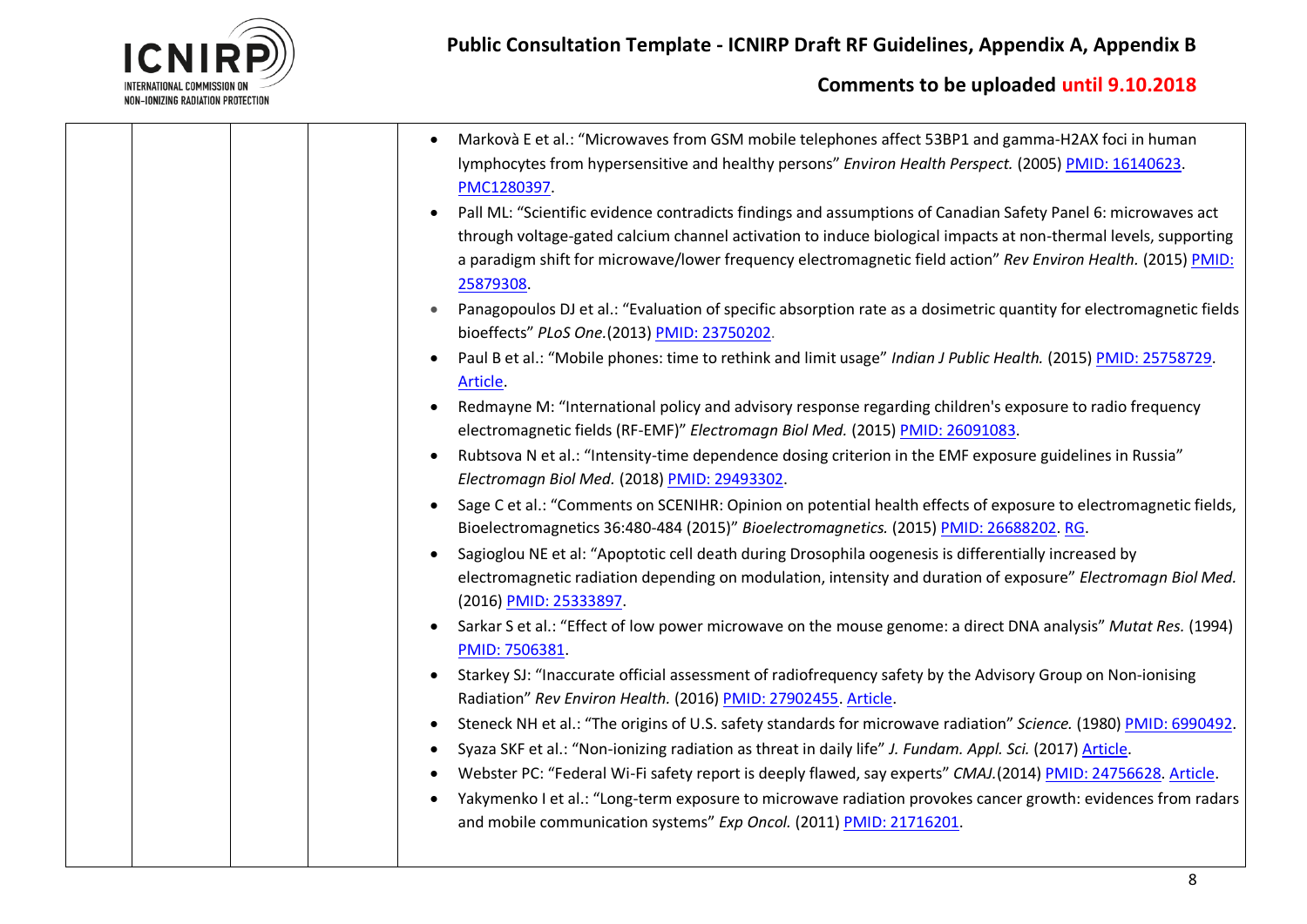| | | | | |
|---|---|---|---|---|
| | | | | • Markovà E et al.: “Microwaves from GSM mobile telephones affect 53BP1 and gamma-H2AX foci in human lymphocytes from hypersensitive and healthy persons” *Environ Health Perspect.* (2005) PMID: 16140623. PMC1280397.<br>• Pall ML: “Scientific evidence contradicts findings and assumptions of Canadian Safety Panel 6: microwaves act through voltage-gated calcium channel activation to induce biological impacts at non-thermal levels, supporting a paradigm shift for microwave/lower frequency electromagnetic field action” *Rev Environ Health.* (2015) PMID: 25879308.<br>• Panagopoulos DJ et al.: “Evaluation of specific absorption rate as a dosimetric quantity for electromagnetic fields bioeffects” *PLoS One.*(2013) PMID: 23750202.<br>• Paul B et al.: “Mobile phones: time to rethink and limit usage” *Indian J Public Health.* (2015) PMID: 25758729. Article.<br>• Redmayne M: “International policy and advisory response regarding children's exposure to radio frequency electromagnetic fields (RF-EMF)” *Electromagn Biol Med.* (2015) PMID: 26091083.<br>• Rubtsova N et al.: “Intensity-time dependence dosing criterion in the EMF exposure guidelines in Russia” *Electromagn Biol Med.* (2018) PMID: 29493302.<br>• Sage C et al.: “Comments on SCENIHR: Opinion on potential health effects of exposure to electromagnetic fields, Bioelectromagnetics 36:480-484 (2015)” *Bioelectromagnetics.* (2015) PMID: 26688202. RG.<br>• Sagioglou NE et al: “Apoptotic cell death during Drosophila oogenesis is differentially increased by electromagnetic radiation depending on modulation, intensity and duration of exposure” *Electromagn Biol Med.* (2016) PMID: 25333897.<br>• Sarkar S et al.: “Effect of low power microwave on the mouse genome: a direct DNA analysis” *Mutat Res.* (1994) PMID: 7506381.<br>• Starkey SJ: “Inaccurate official assessment of radiofrequency safety by the Advisory Group on Non-ionising Radiation” *Rev Environ Health.* (2016) PMID: 27902455. Article.<br>• Steneck NH et al.: “The origins of U.S. safety standards for microwave radiation” *Science.* (1980) PMID: 6990492.<br>• Syaza SKF et al.: “Non-ionizing radiation as threat in daily life” *J. Fundam. Appl. Sci.* (2017) Article.<br>• Webster PC: “Federal Wi-Fi safety report is deeply flawed, say experts” *CMAJ.*(2014) PMID: 24756628. Article.<br>• Yakymenko I et al.: “Long-term exposure to microwave radiation provokes cancer growth: evidences from radars and mobile communication systems” *Exp Oncol.* (2011) PMID: 21716201. |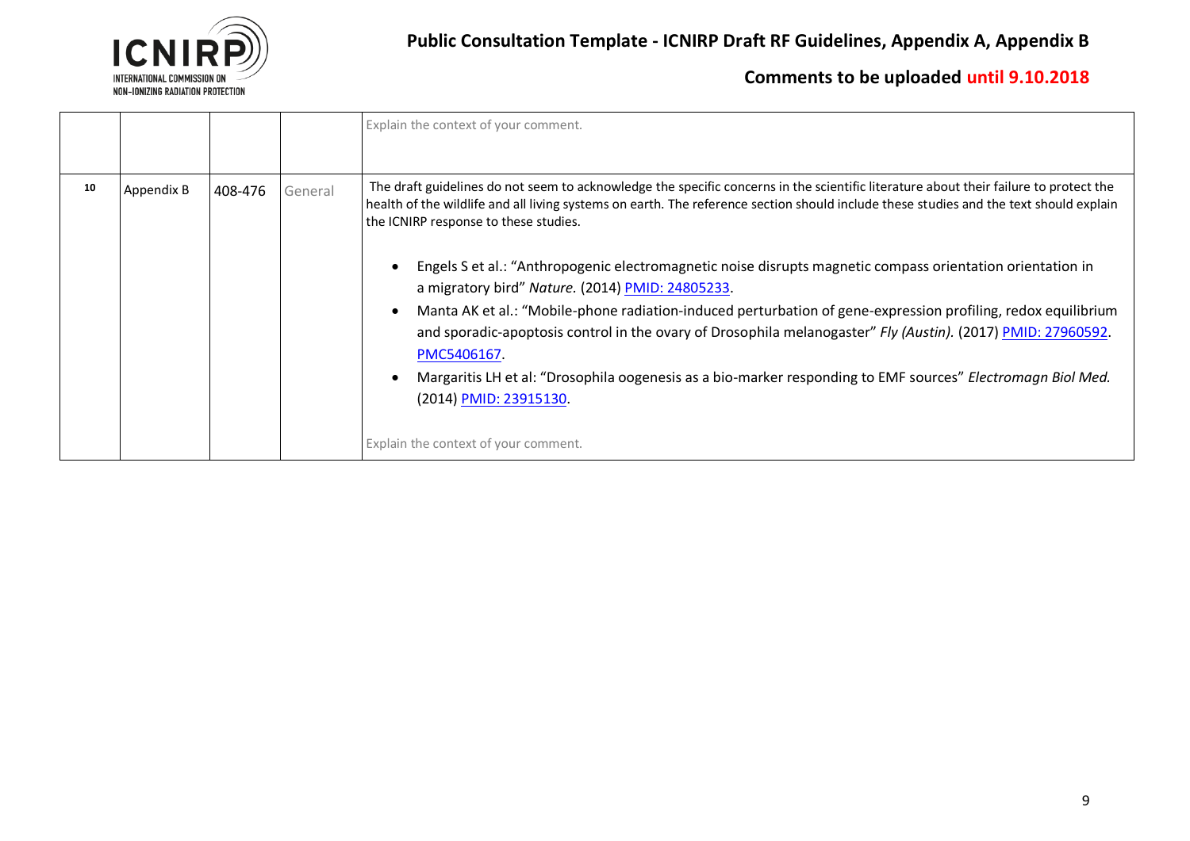| | | | | |
|---|---|---|---|---|
| | | | | Explain the context of your comment. |
| 10 | Appendix B | 408-476 | General | The draft guidelines do not seem to acknowledge the specific concerns in the scientific literature about their failure to protect the health of the wildlife and all living systems on earth. The reference section should include these studies and the text should explain the ICNIRP response to these studies.<br><br>• Engels S et al.: "Anthropogenic electromagnetic noise disrupts magnetic compass orientation orientation in a migratory bird" *Nature*. (2014) PMID: 24805233.<br>• Manta AK et al.: "Mobile-phone radiation-induced perturbation of gene-expression profiling, redox equilibrium and sporadic-apoptosis control in the ovary of Drosophila melanogaster" *Fly (Austin)*. (2017) PMID: 27960592. PMC5406167.<br>• Margaritis LH et al: "Drosophila oogenesis as a bio-marker responding to EMF sources" *Electromagn Biol Med.* (2014) PMID: 23915130.<br><br>Explain the context of your comment. |